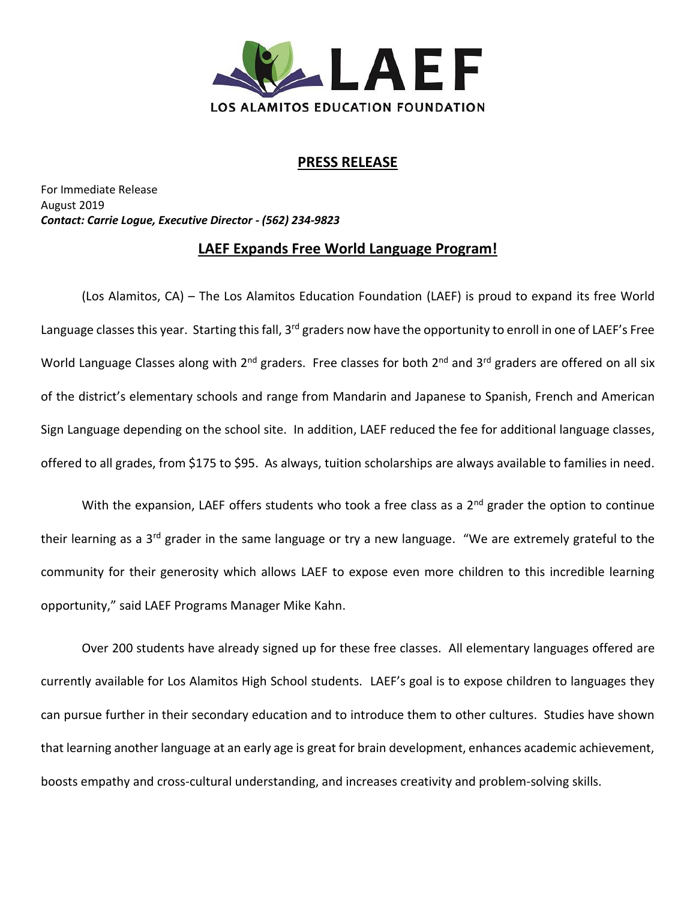LAEF

LOS ALAMITOS EDUCATION FOUNDATION

## PRESS RELEASE

For Immediate Release
August 2019
***Contact: Carrie Logue, Executive Director - (562) 234-9823***

## LAEF Expands Free World Language Program!

(Los Alamitos, CA) – The Los Alamitos Education Foundation (LAEF) is proud to expand its free World Language classes this year. Starting this fall, 3rd graders now have the opportunity to enroll in one of LAEF's Free World Language Classes along with 2nd graders. Free classes for both 2nd and 3rd graders are offered on all six of the district's elementary schools and range from Mandarin and Japanese to Spanish, French and American Sign Language depending on the school site. In addition, LAEF reduced the fee for additional language classes, offered to all grades, from $175 to $95. As always, tuition scholarships are always available to families in need.

With the expansion, LAEF offers students who took a free class as a 2nd grader the option to continue their learning as a 3rd grader in the same language or try a new language. "We are extremely grateful to the community for their generosity which allows LAEF to expose even more children to this incredible learning opportunity," said LAEF Programs Manager Mike Kahn.

Over 200 students have already signed up for these free classes. All elementary languages offered are currently available for Los Alamitos High School students. LAEF's goal is to expose children to languages they can pursue further in their secondary education and to introduce them to other cultures. Studies have shown that learning another language at an early age is great for brain development, enhances academic achievement, boosts empathy and cross-cultural understanding, and increases creativity and problem-solving skills.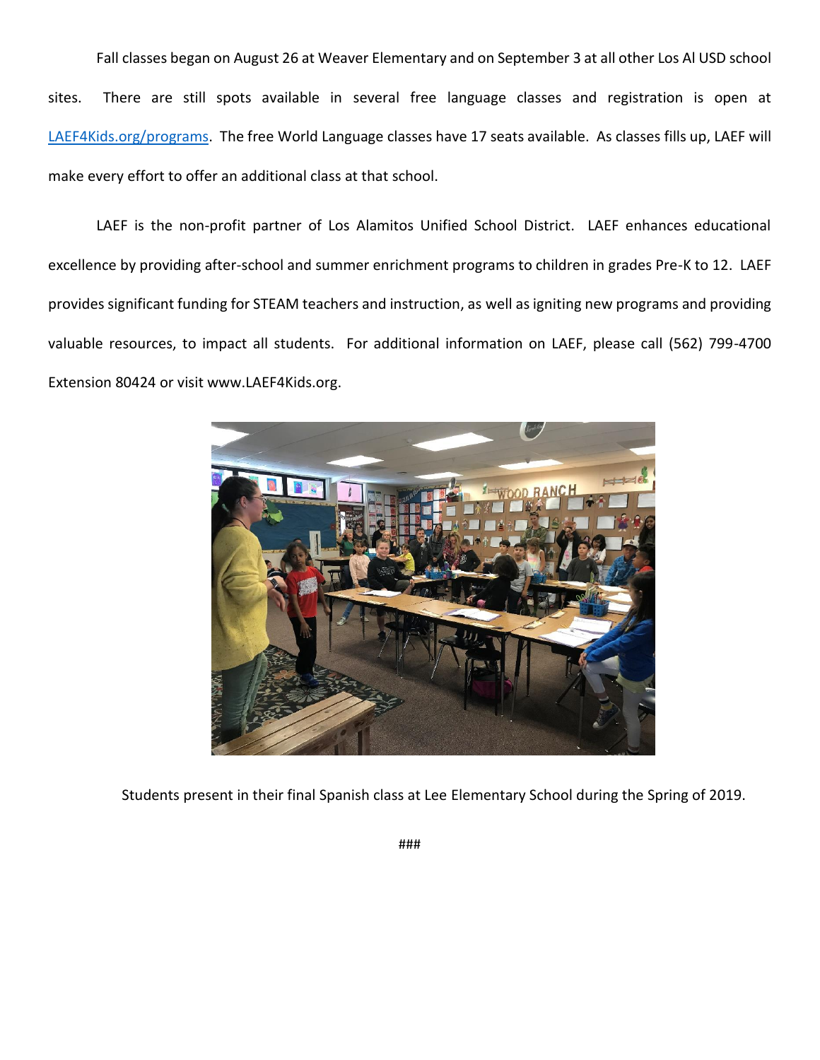Fall classes began on August 26 at Weaver Elementary and on September 3 at all other Los Al USD school sites. There are still spots available in several free language classes and registration is open at [LAEF4Kids.org/programs](LAEF4Kids.org/programs). The free World Language classes have 17 seats available. As classes fills up, LAEF will make every effort to offer an additional class at that school.

LAEF is the non-profit partner of Los Alamitos Unified School District. LAEF enhances educational excellence by providing after-school and summer enrichment programs to children in grades Pre-K to 12. LAEF provides significant funding for STEAM teachers and instruction, as well as igniting new programs and providing valuable resources, to impact all students. For additional information on LAEF, please call (562) 799-4700 Extension 80424 or visit www.LAEF4Kids.org.

Students present in their final Spanish class at Lee Elementary School during the Spring of 2019.

###